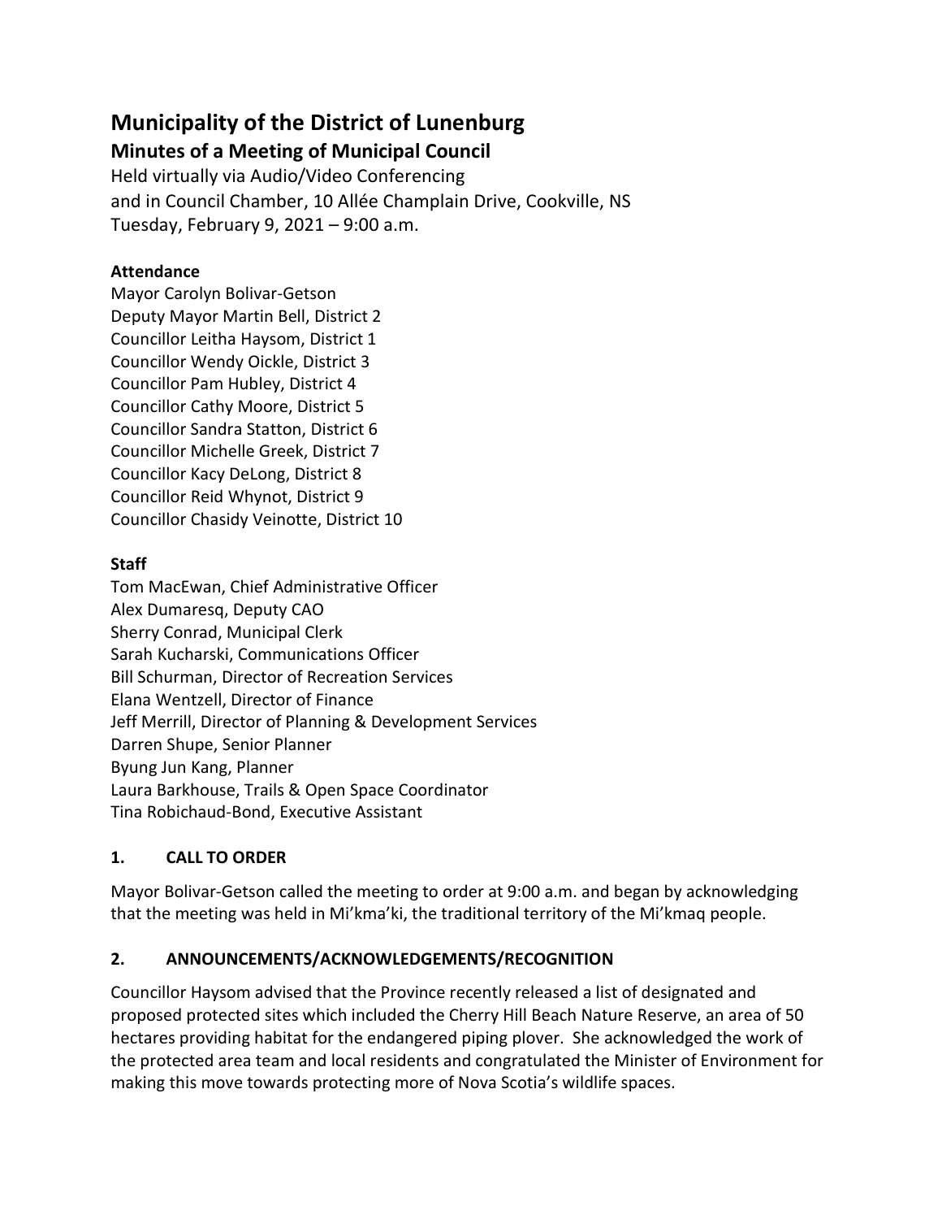# Municipality of the District of Lunenburg

## Minutes of a Meeting of Municipal Council

Held virtually via Audio/Video Conferencing
and in Council Chamber, 10 Allée Champlain Drive, Cookville, NS
Tuesday, February 9, 2021 – 9:00 a.m.

**Attendance**

Mayor Carolyn Bolivar-Getson
Deputy Mayor Martin Bell, District 2
Councillor Leitha Haysom, District 1
Councillor Wendy Oickle, District 3
Councillor Pam Hubley, District 4
Councillor Cathy Moore, District 5
Councillor Sandra Statton, District 6
Councillor Michelle Greek, District 7
Councillor Kacy DeLong, District 8
Councillor Reid Whynot, District 9
Councillor Chasidy Veinotte, District 10

**Staff**

Tom MacEwan, Chief Administrative Officer
Alex Dumaresq, Deputy CAO
Sherry Conrad, Municipal Clerk
Sarah Kucharski, Communications Officer
Bill Schurman, Director of Recreation Services
Elana Wentzell, Director of Finance
Jeff Merrill, Director of Planning & Development Services
Darren Shupe, Senior Planner
Byung Jun Kang, Planner
Laura Barkhouse, Trails & Open Space Coordinator
Tina Robichaud-Bond, Executive Assistant

### 1. CALL TO ORDER

Mayor Bolivar-Getson called the meeting to order at 9:00 a.m. and began by acknowledging that the meeting was held in Mi'kma'ki, the traditional territory of the Mi'kmaq people.

### 2. ANNOUNCEMENTS/ACKNOWLEDGEMENTS/RECOGNITION

Councillor Haysom advised that the Province recently released a list of designated and proposed protected sites which included the Cherry Hill Beach Nature Reserve, an area of 50 hectares providing habitat for the endangered piping plover. She acknowledged the work of the protected area team and local residents and congratulated the Minister of Environment for making this move towards protecting more of Nova Scotia's wildlife spaces.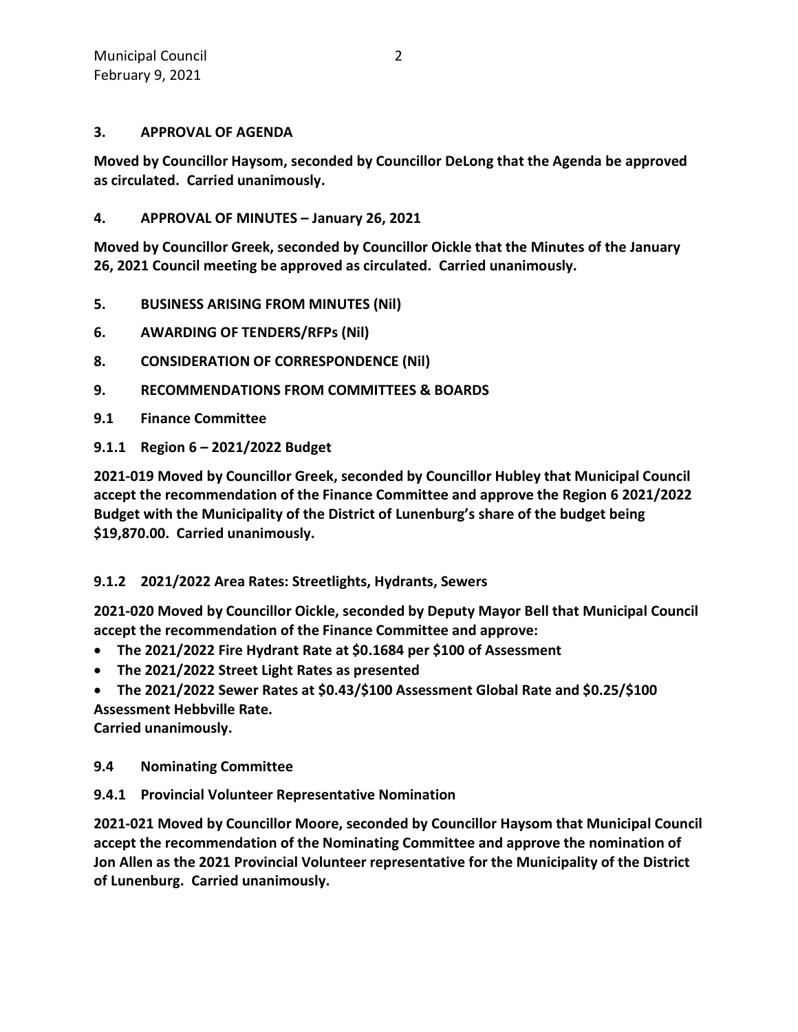### 3. APPROVAL OF AGENDA

**Moved by Councillor Haysom, seconded by Councillor DeLong that the Agenda be approved as circulated. Carried unanimously.**

### 4. APPROVAL OF MINUTES – January 26, 2021

**Moved by Councillor Greek, seconded by Councillor Oickle that the Minutes of the January 26, 2021 Council meeting be approved as circulated. Carried unanimously.**

### 5. BUSINESS ARISING FROM MINUTES (Nil)

### 6. AWARDING OF TENDERS/RFPs (Nil)

### 8. CONSIDERATION OF CORRESPONDENCE (Nil)

### 9. RECOMMENDATIONS FROM COMMITTEES & BOARDS

### 9.1 Finance Committee

#### 9.1.1 Region 6 – 2021/2022 Budget

**2021-019 Moved by Councillor Greek, seconded by Councillor Hubley that Municipal Council accept the recommendation of the Finance Committee and approve the Region 6 2021/2022 Budget with the Municipality of the District of Lunenburg's share of the budget being $19,870.00. Carried unanimously.**

#### 9.1.2 2021/2022 Area Rates: Streetlights, Hydrants, Sewers

**2021-020 Moved by Councillor Oickle, seconded by Deputy Mayor Bell that Municipal Council accept the recommendation of the Finance Committee and approve:**

- **The 2021/2022 Fire Hydrant Rate at $0.1684 per $100 of Assessment**
- **The 2021/2022 Street Light Rates as presented**
- **The 2021/2022 Sewer Rates at $0.43/$100 Assessment Global Rate and $0.25/$100 Assessment Hebbville Rate.**

**Carried unanimously.**

### 9.4 Nominating Committee

#### 9.4.1 Provincial Volunteer Representative Nomination

**2021-021 Moved by Councillor Moore, seconded by Councillor Haysom that Municipal Council accept the recommendation of the Nominating Committee and approve the nomination of Jon Allen as the 2021 Provincial Volunteer representative for the Municipality of the District of Lunenburg. Carried unanimously.**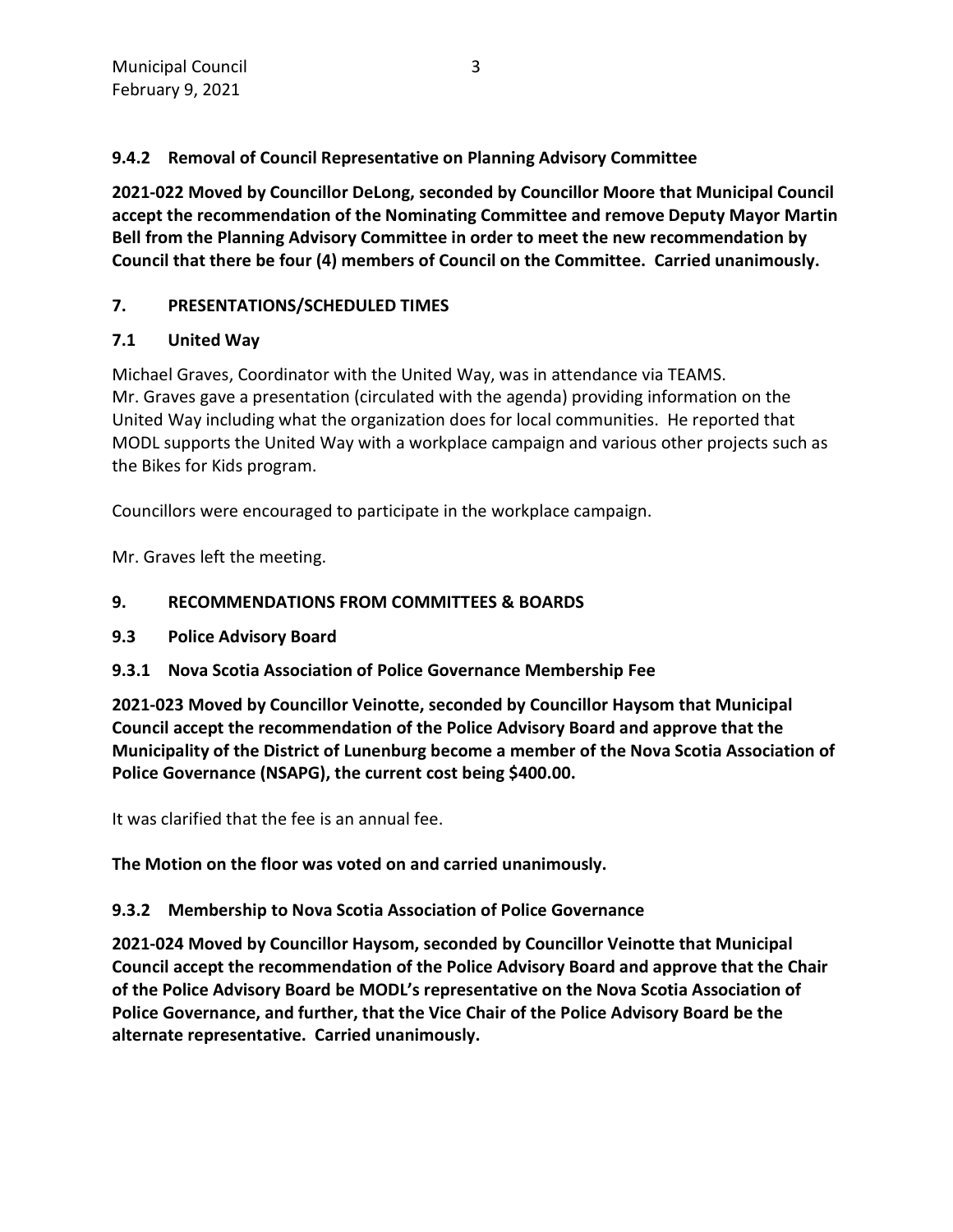### 9.4.2 Removal of Council Representative on Planning Advisory Committee

**2021-022 Moved by Councillor DeLong, seconded by Councillor Moore that Municipal Council accept the recommendation of the Nominating Committee and remove Deputy Mayor Martin Bell from the Planning Advisory Committee in order to meet the new recommendation by Council that there be four (4) members of Council on the Committee. Carried unanimously.**

## 7. PRESENTATIONS/SCHEDULED TIMES

### 7.1 United Way

Michael Graves, Coordinator with the United Way, was in attendance via TEAMS. Mr. Graves gave a presentation (circulated with the agenda) providing information on the United Way including what the organization does for local communities. He reported that MODL supports the United Way with a workplace campaign and various other projects such as the Bikes for Kids program.

Councillors were encouraged to participate in the workplace campaign.

Mr. Graves left the meeting.

## 9. RECOMMENDATIONS FROM COMMITTEES & BOARDS

### 9.3 Police Advisory Board

### 9.3.1 Nova Scotia Association of Police Governance Membership Fee

**2021-023 Moved by Councillor Veinotte, seconded by Councillor Haysom that Municipal Council accept the recommendation of the Police Advisory Board and approve that the Municipality of the District of Lunenburg become a member of the Nova Scotia Association of Police Governance (NSAPG), the current cost being $400.00.**

It was clarified that the fee is an annual fee.

**The Motion on the floor was voted on and carried unanimously.**

### 9.3.2 Membership to Nova Scotia Association of Police Governance

**2021-024 Moved by Councillor Haysom, seconded by Councillor Veinotte that Municipal Council accept the recommendation of the Police Advisory Board and approve that the Chair of the Police Advisory Board be MODL's representative on the Nova Scotia Association of Police Governance, and further, that the Vice Chair of the Police Advisory Board be the alternate representative. Carried unanimously.**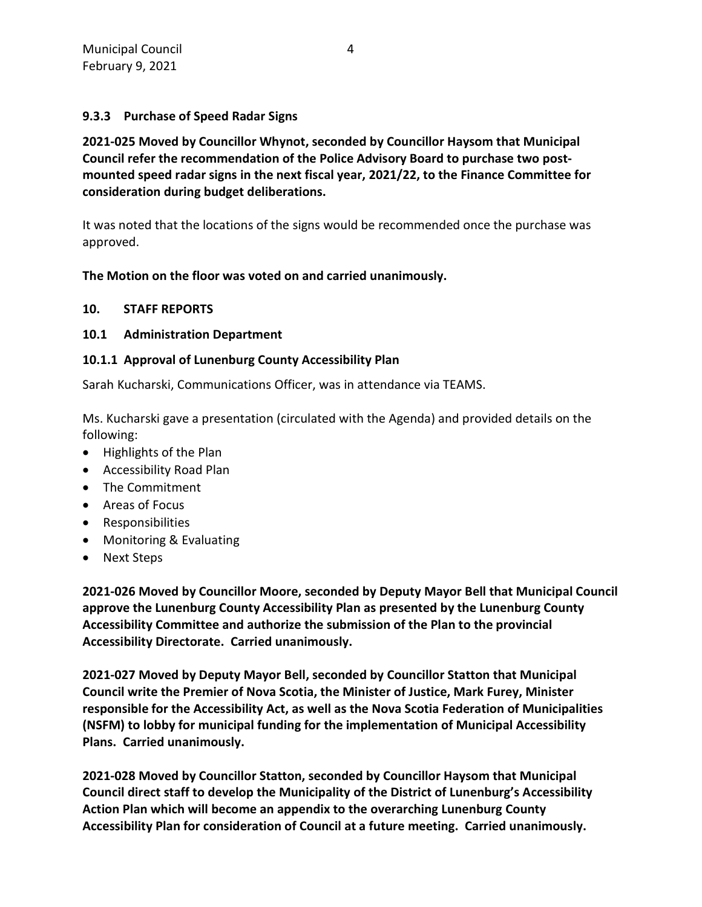### 9.3.3 Purchase of Speed Radar Signs

**2021-025 Moved by Councillor Whynot, seconded by Councillor Haysom that Municipal Council refer the recommendation of the Police Advisory Board to purchase two post-mounted speed radar signs in the next fiscal year, 2021/22, to the Finance Committee for consideration during budget deliberations.**

It was noted that the locations of the signs would be recommended once the purchase was approved.

**The Motion on the floor was voted on and carried unanimously.**

## 10. STAFF REPORTS

### 10.1 Administration Department

### 10.1.1 Approval of Lunenburg County Accessibility Plan

Sarah Kucharski, Communications Officer, was in attendance via TEAMS.

Ms. Kucharski gave a presentation (circulated with the Agenda) and provided details on the following:

- Highlights of the Plan
- Accessibility Road Plan
- The Commitment
- Areas of Focus
- Responsibilities
- Monitoring & Evaluating
- Next Steps

**2021-026 Moved by Councillor Moore, seconded by Deputy Mayor Bell that Municipal Council approve the Lunenburg County Accessibility Plan as presented by the Lunenburg County Accessibility Committee and authorize the submission of the Plan to the provincial Accessibility Directorate. Carried unanimously.**

**2021-027 Moved by Deputy Mayor Bell, seconded by Councillor Statton that Municipal Council write the Premier of Nova Scotia, the Minister of Justice, Mark Furey, Minister responsible for the Accessibility Act, as well as the Nova Scotia Federation of Municipalities (NSFM) to lobby for municipal funding for the implementation of Municipal Accessibility Plans. Carried unanimously.**

**2021-028 Moved by Councillor Statton, seconded by Councillor Haysom that Municipal Council direct staff to develop the Municipality of the District of Lunenburg's Accessibility Action Plan which will become an appendix to the overarching Lunenburg County Accessibility Plan for consideration of Council at a future meeting. Carried unanimously.**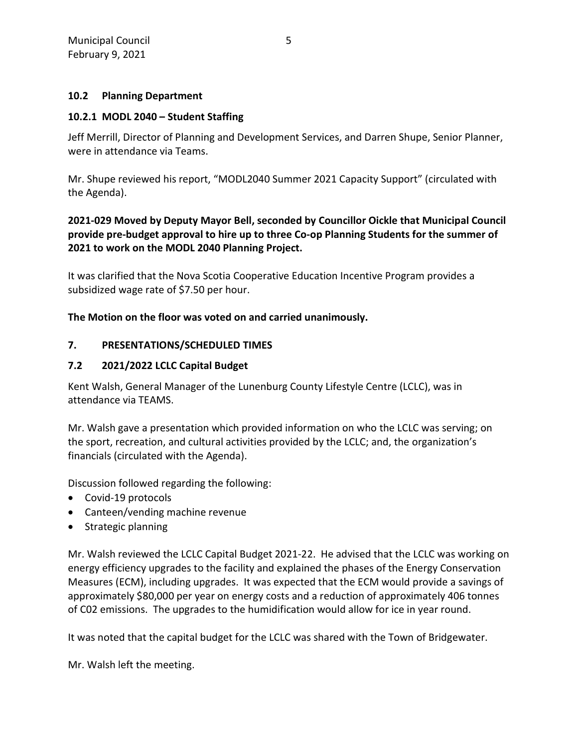## 10.2 Planning Department

### 10.2.1 MODL 2040 – Student Staffing

Jeff Merrill, Director of Planning and Development Services, and Darren Shupe, Senior Planner, were in attendance via Teams.

Mr. Shupe reviewed his report, "MODL2040 Summer 2021 Capacity Support" (circulated with the Agenda).

**2021-029 Moved by Deputy Mayor Bell, seconded by Councillor Oickle that Municipal Council provide pre-budget approval to hire up to three Co-op Planning Students for the summer of 2021 to work on the MODL 2040 Planning Project.**

It was clarified that the Nova Scotia Cooperative Education Incentive Program provides a subsidized wage rate of $7.50 per hour.

**The Motion on the floor was voted on and carried unanimously.**

## 7. PRESENTATIONS/SCHEDULED TIMES

## 7.2 2021/2022 LCLC Capital Budget

Kent Walsh, General Manager of the Lunenburg County Lifestyle Centre (LCLC), was in attendance via TEAMS.

Mr. Walsh gave a presentation which provided information on who the LCLC was serving; on the sport, recreation, and cultural activities provided by the LCLC; and, the organization's financials (circulated with the Agenda).

Discussion followed regarding the following:

- Covid-19 protocols
- Canteen/vending machine revenue
- Strategic planning

Mr. Walsh reviewed the LCLC Capital Budget 2021-22. He advised that the LCLC was working on energy efficiency upgrades to the facility and explained the phases of the Energy Conservation Measures (ECM), including upgrades. It was expected that the ECM would provide a savings of approximately $80,000 per year on energy costs and a reduction of approximately 406 tonnes of C02 emissions. The upgrades to the humidification would allow for ice in year round.

It was noted that the capital budget for the LCLC was shared with the Town of Bridgewater.

Mr. Walsh left the meeting.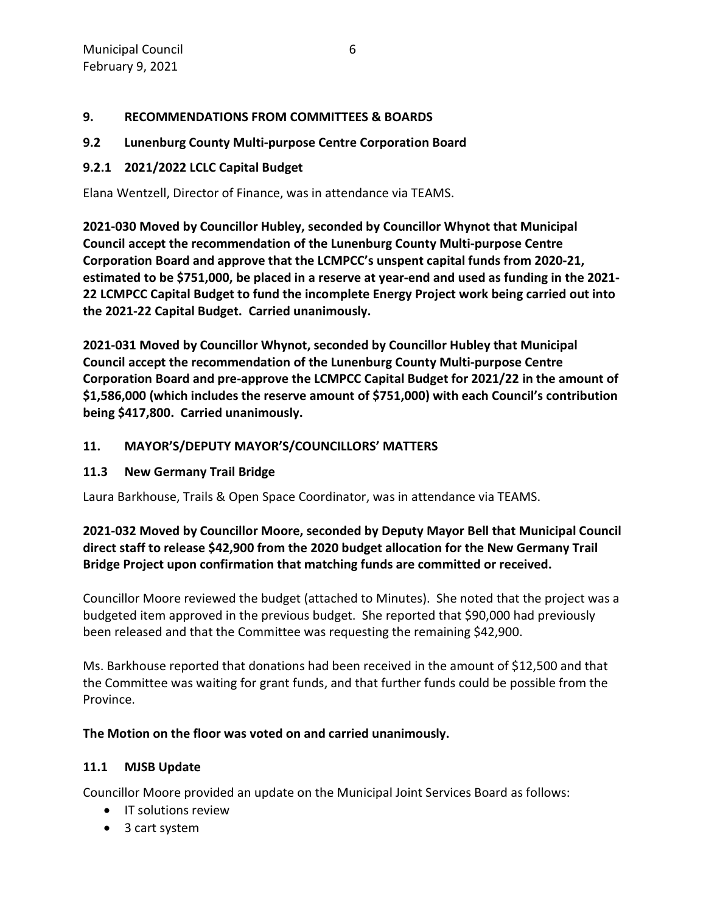## 9. RECOMMENDATIONS FROM COMMITTEES & BOARDS

### 9.2 Lunenburg County Multi-purpose Centre Corporation Board

#### 9.2.1 2021/2022 LCLC Capital Budget

Elana Wentzell, Director of Finance, was in attendance via TEAMS.

**2021-030 Moved by Councillor Hubley, seconded by Councillor Whynot that Municipal Council accept the recommendation of the Lunenburg County Multi-purpose Centre Corporation Board and approve that the LCMPCC's unspent capital funds from 2020-21, estimated to be $751,000, be placed in a reserve at year-end and used as funding in the 2021-22 LCMPCC Capital Budget to fund the incomplete Energy Project work being carried out into the 2021-22 Capital Budget. Carried unanimously.**

**2021-031 Moved by Councillor Whynot, seconded by Councillor Hubley that Municipal Council accept the recommendation of the Lunenburg County Multi-purpose Centre Corporation Board and pre-approve the LCMPCC Capital Budget for 2021/22 in the amount of $1,586,000 (which includes the reserve amount of $751,000) with each Council's contribution being $417,800. Carried unanimously.**

## 11. MAYOR'S/DEPUTY MAYOR'S/COUNCILLORS' MATTERS

### 11.3 New Germany Trail Bridge

Laura Barkhouse, Trails & Open Space Coordinator, was in attendance via TEAMS.

**2021-032 Moved by Councillor Moore, seconded by Deputy Mayor Bell that Municipal Council direct staff to release $42,900 from the 2020 budget allocation for the New Germany Trail Bridge Project upon confirmation that matching funds are committed or received.**

Councillor Moore reviewed the budget (attached to Minutes). She noted that the project was a budgeted item approved in the previous budget. She reported that $90,000 had previously been released and that the Committee was requesting the remaining $42,900.

Ms. Barkhouse reported that donations had been received in the amount of $12,500 and that the Committee was waiting for grant funds, and that further funds could be possible from the Province.

**The Motion on the floor was voted on and carried unanimously.**

### 11.1 MJSB Update

Councillor Moore provided an update on the Municipal Joint Services Board as follows:

- IT solutions review
- 3 cart system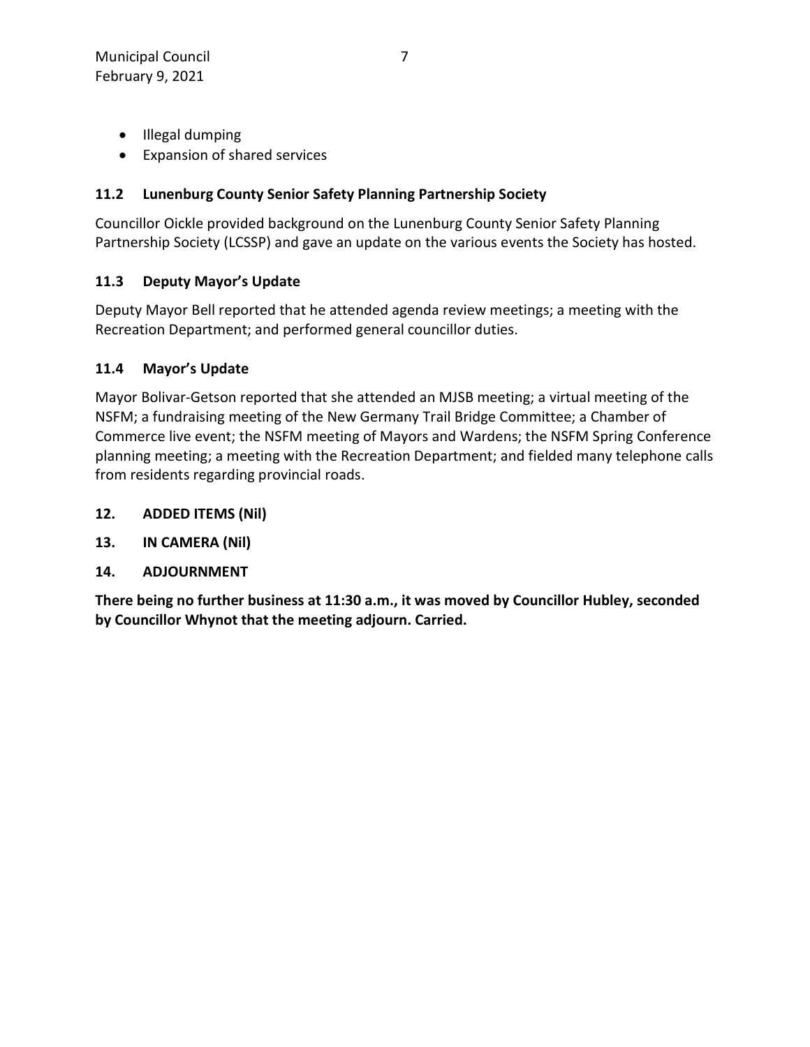- Illegal dumping
- Expansion of shared services

### 11.2 Lunenburg County Senior Safety Planning Partnership Society

Councillor Oickle provided background on the Lunenburg County Senior Safety Planning Partnership Society (LCSSP) and gave an update on the various events the Society has hosted.

### 11.3 Deputy Mayor's Update

Deputy Mayor Bell reported that he attended agenda review meetings; a meeting with the Recreation Department; and performed general councillor duties.

### 11.4 Mayor's Update

Mayor Bolivar-Getson reported that she attended an MJSB meeting; a virtual meeting of the NSFM; a fundraising meeting of the New Germany Trail Bridge Committee; a Chamber of Commerce live event; the NSFM meeting of Mayors and Wardens; the NSFM Spring Conference planning meeting; a meeting with the Recreation Department; and fielded many telephone calls from residents regarding provincial roads.

## 12. ADDED ITEMS (Nil)

## 13. IN CAMERA (Nil)

## 14. ADJOURNMENT

**There being no further business at 11:30 a.m., it was moved by Councillor Hubley, seconded by Councillor Whynot that the meeting adjourn. Carried.**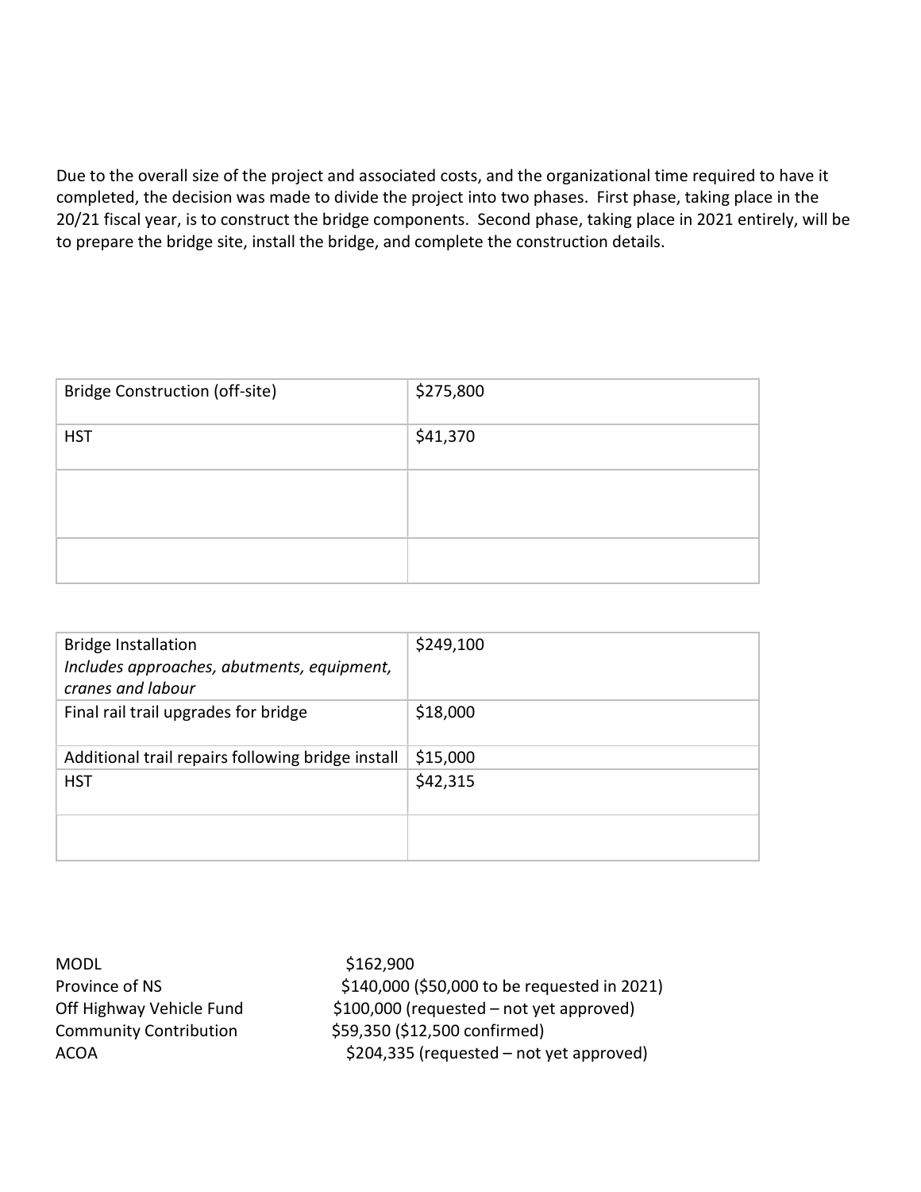Due to the overall size of the project and associated costs, and the organizational time required to have it completed, the decision was made to divide the project into two phases. First phase, taking place in the 20/21 fiscal year, is to construct the bridge components. Second phase, taking place in 2021 entirely, will be to prepare the bridge site, install the bridge, and complete the construction details.

| | |
|---|---|
| Bridge Construction (off-site) | $275,800 |
| HST | $41,370 |
| | |
| | |

| | |
|---|---|
| Bridge Installation<br>*Includes approaches, abutments, equipment, cranes and labour* | $249,100 |
| Final rail trail upgrades for bridge | $18,000 |
| Additional trail repairs following bridge install | $15,000 |
| HST | $42,315 |
| | |

MODL $162,900
Province of NS $140,000 ($50,000 to be requested in 2021)
Off Highway Vehicle Fund $100,000 (requested – not yet approved)
Community Contribution $59,350 ($12,500 confirmed)
ACOA $204,335 (requested – not yet approved)